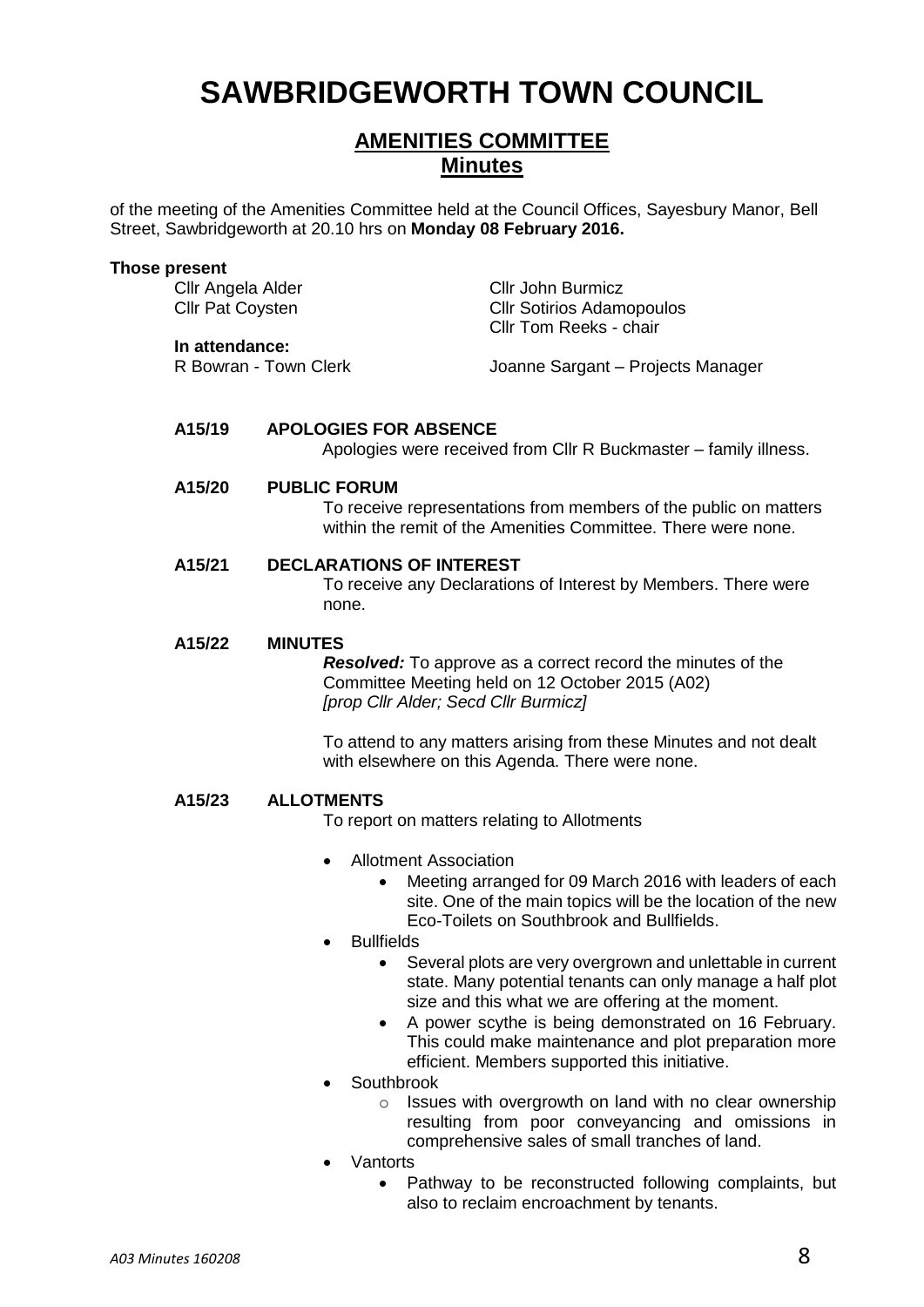# SAWBRIDGEWORTH TOWN COUNCIL

## AMENITIES COMMITTEE
## Minutes

of the meeting of the Amenities Committee held at the Council Offices, Sayesbury Manor, Bell Street, Sawbridgeworth at 20.10 hrs on **Monday 08 February 2016.**

**Those present**

Cllr Angela Alder
Cllr John Burmicz
Cllr Pat Coysten
Cllr Sotirios Adamopoulos
Cllr Tom Reeks - chair

**In attendance:**

R Bowran - Town Clerk
Joanne Sargant – Projects Manager

**A15/19 APOLOGIES FOR ABSENCE**

Apologies were received from Cllr R Buckmaster – family illness.

**A15/20 PUBLIC FORUM**

To receive representations from members of the public on matters within the remit of the Amenities Committee. There were none.

**A15/21 DECLARATIONS OF INTEREST**

To receive any Declarations of Interest by Members. There were none.

**A15/22 MINUTES**

***Resolved:*** To approve as a correct record the minutes of the Committee Meeting held on 12 October 2015 (A02)
*[prop Cllr Alder; Secd Cllr Burmicz]*

To attend to any matters arising from these Minutes and not dealt with elsewhere on this Agenda. There were none.

**A15/23 ALLOTMENTS**

To report on matters relating to Allotments

- Allotment Association
  - Meeting arranged for 09 March 2016 with leaders of each site. One of the main topics will be the location of the new Eco-Toilets on Southbrook and Bullfields.
- Bullfields
  - Several plots are very overgrown and unlettable in current state. Many potential tenants can only manage a half plot size and this what we are offering at the moment.
  - A power scythe is being demonstrated on 16 February. This could make maintenance and plot preparation more efficient. Members supported this initiative.
- Southbrook
  - Issues with overgrowth on land with no clear ownership resulting from poor conveyancing and omissions in comprehensive sales of small tranches of land.
- Vantorts
  - Pathway to be reconstructed following complaints, but also to reclaim encroachment by tenants.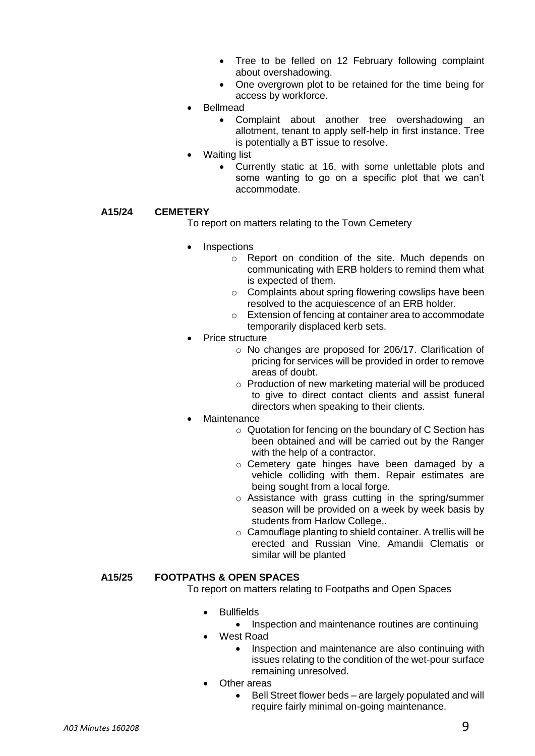- Tree to be felled on 12 February following complaint about overshadowing.
- One overgrown plot to be retained for the time being for access by workforce.

- Bellmead
  - Complaint about another tree overshadowing an allotment, tenant to apply self-help in first instance. Tree is potentially a BT issue to resolve.
- Waiting list
  - Currently static at 16, with some unlettable plots and some wanting to go on a specific plot that we can't accommodate.

**A15/24 CEMETERY**

To report on matters relating to the Town Cemetery

- Inspections
  - Report on condition of the site. Much depends on communicating with ERB holders to remind them what is expected of them.
  - Complaints about spring flowering cowslips have been resolved to the acquiescence of an ERB holder.
  - Extension of fencing at container area to accommodate temporarily displaced kerb sets.
- Price structure
  - No changes are proposed for 206/17. Clarification of pricing for services will be provided in order to remove areas of doubt.
  - Production of new marketing material will be produced to give to direct contact clients and assist funeral directors when speaking to their clients.
- Maintenance
  - Quotation for fencing on the boundary of C Section has been obtained and will be carried out by the Ranger with the help of a contractor.
  - Cemetery gate hinges have been damaged by a vehicle colliding with them. Repair estimates are being sought from a local forge.
  - Assistance with grass cutting in the spring/summer season will be provided on a week by week basis by students from Harlow College,.
  - Camouflage planting to shield container. A trellis will be erected and Russian Vine, Amandii Clematis or similar will be planted

**A15/25 FOOTPATHS & OPEN SPACES**

To report on matters relating to Footpaths and Open Spaces

- Bullfields
  - Inspection and maintenance routines are continuing
- West Road
  - Inspection and maintenance are also continuing with issues relating to the condition of the wet-pour surface remaining unresolved.
- Other areas
  - Bell Street flower beds – are largely populated and will require fairly minimal on-going maintenance.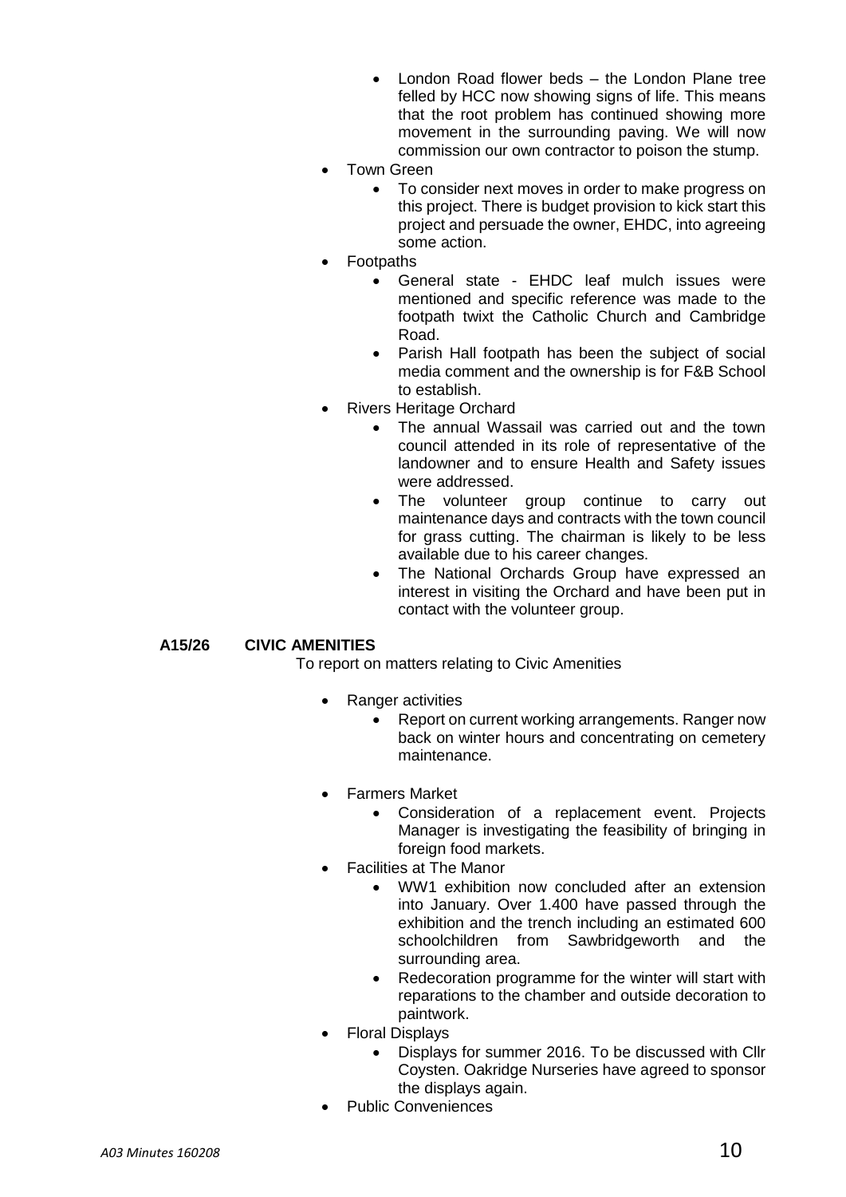- London Road flower beds – the London Plane tree felled by HCC now showing signs of life. This means that the root problem has continued showing more movement in the surrounding paving. We will now commission our own contractor to poison the stump.
- Town Green
  - To consider next moves in order to make progress on this project. There is budget provision to kick start this project and persuade the owner, EHDC, into agreeing some action.
- Footpaths
  - General state - EHDC leaf mulch issues were mentioned and specific reference was made to the footpath twixt the Catholic Church and Cambridge Road.
  - Parish Hall footpath has been the subject of social media comment and the ownership is for F&B School to establish.
- Rivers Heritage Orchard
  - The annual Wassail was carried out and the town council attended in its role of representative of the landowner and to ensure Health and Safety issues were addressed.
  - The volunteer group continue to carry out maintenance days and contracts with the town council for grass cutting. The chairman is likely to be less available due to his career changes.
  - The National Orchards Group have expressed an interest in visiting the Orchard and have been put in contact with the volunteer group.

**A15/26 CIVIC AMENITIES**

To report on matters relating to Civic Amenities

- Ranger activities
  - Report on current working arrangements. Ranger now back on winter hours and concentrating on cemetery maintenance.
- Farmers Market
  - Consideration of a replacement event. Projects Manager is investigating the feasibility of bringing in foreign food markets.
- Facilities at The Manor
  - WW1 exhibition now concluded after an extension into January. Over 1.400 have passed through the exhibition and the trench including an estimated 600 schoolchildren from Sawbridgeworth and the surrounding area.
  - Redecoration programme for the winter will start with reparations to the chamber and outside decoration to paintwork.
- Floral Displays
  - Displays for summer 2016. To be discussed with Cllr Coysten. Oakridge Nurseries have agreed to sponsor the displays again.
- Public Conveniences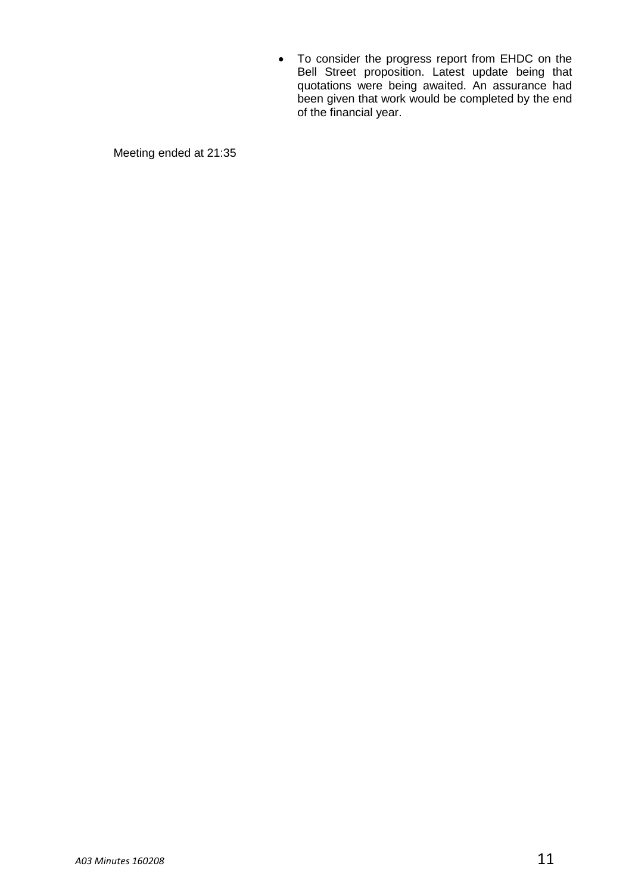- To consider the progress report from EHDC on the Bell Street proposition. Latest update being that quotations were being awaited. An assurance had been given that work would be completed by the end of the financial year.

Meeting ended at 21:35